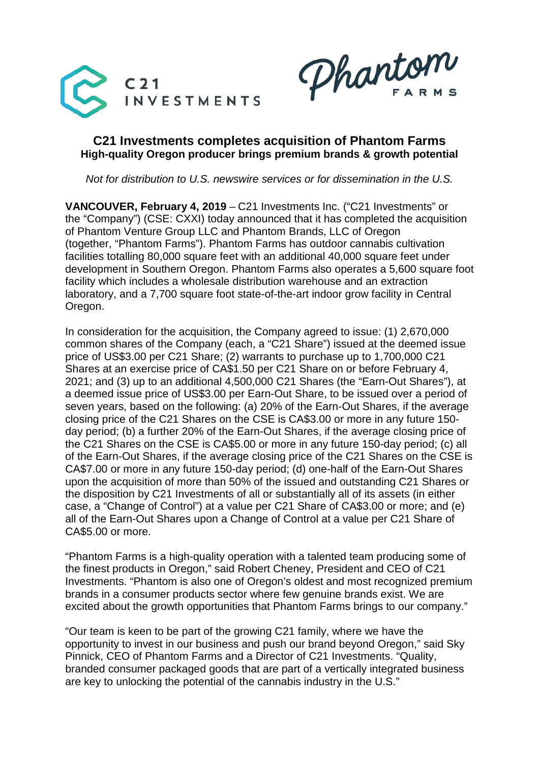# C21 Investments completes acquisition of Phantom Farms

## High-quality Oregon producer brings premium brands & growth potential

*Not for distribution to U.S. newswire services or for dissemination in the U.S.*

**VANCOUVER, February 4, 2019** – C21 Investments Inc. ("C21 Investments" or the "Company") (CSE: CXXI) today announced that it has completed the acquisition of Phantom Venture Group LLC and Phantom Brands, LLC of Oregon (together, "Phantom Farms"). Phantom Farms has outdoor cannabis cultivation facilities totalling 80,000 square feet with an additional 40,000 square feet under development in Southern Oregon. Phantom Farms also operates a 5,600 square foot facility which includes a wholesale distribution warehouse and an extraction laboratory, and a 7,700 square foot state-of-the-art indoor grow facility in Central Oregon.

In consideration for the acquisition, the Company agreed to issue: (1) 2,670,000 common shares of the Company (each, a "C21 Share") issued at the deemed issue price of US$3.00 per C21 Share; (2) warrants to purchase up to 1,700,000 C21 Shares at an exercise price of CA$1.50 per C21 Share on or before February 4, 2021; and (3) up to an additional 4,500,000 C21 Shares (the "Earn-Out Shares"), at a deemed issue price of US$3.00 per Earn-Out Share, to be issued over a period of seven years, based on the following: (a) 20% of the Earn-Out Shares, if the average closing price of the C21 Shares on the CSE is CA$3.00 or more in any future 150-day period; (b) a further 20% of the Earn-Out Shares, if the average closing price of the C21 Shares on the CSE is CA$5.00 or more in any future 150-day period; (c) all of the Earn-Out Shares, if the average closing price of the C21 Shares on the CSE is CA$7.00 or more in any future 150-day period; (d) one-half of the Earn-Out Shares upon the acquisition of more than 50% of the issued and outstanding C21 Shares or the disposition by C21 Investments of all or substantially all of its assets (in either case, a "Change of Control") at a value per C21 Share of CA$3.00 or more; and (e) all of the Earn-Out Shares upon a Change of Control at a value per C21 Share of CA$5.00 or more.

"Phantom Farms is a high-quality operation with a talented team producing some of the finest products in Oregon," said Robert Cheney, President and CEO of C21 Investments. "Phantom is also one of Oregon's oldest and most recognized premium brands in a consumer products sector where few genuine brands exist. We are excited about the growth opportunities that Phantom Farms brings to our company."

"Our team is keen to be part of the growing C21 family, where we have the opportunity to invest in our business and push our brand beyond Oregon," said Sky Pinnick, CEO of Phantom Farms and a Director of C21 Investments. "Quality, branded consumer packaged goods that are part of a vertically integrated business are key to unlocking the potential of the cannabis industry in the U.S."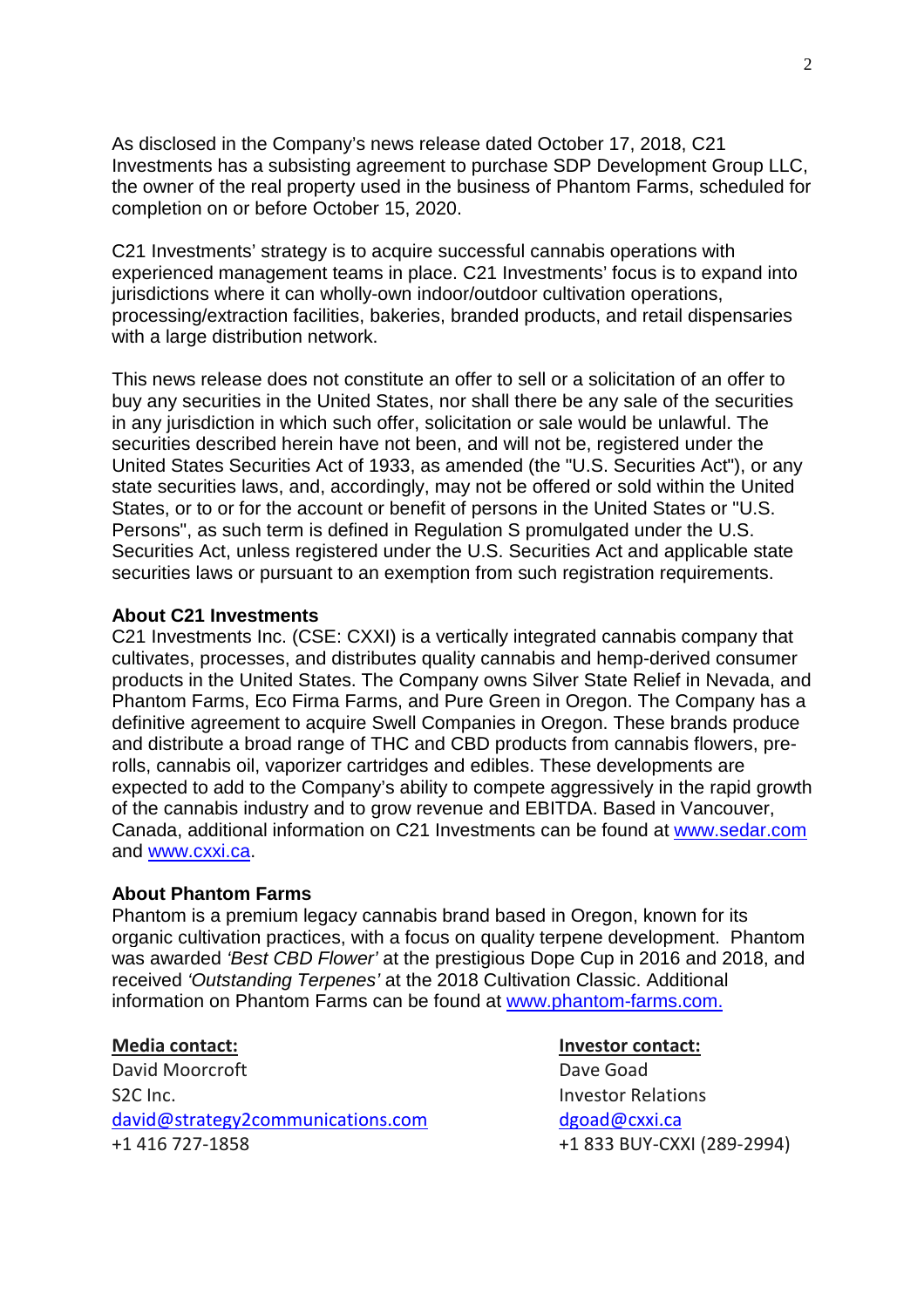As disclosed in the Company's news release dated October 17, 2018, C21 Investments has a subsisting agreement to purchase SDP Development Group LLC, the owner of the real property used in the business of Phantom Farms, scheduled for completion on or before October 15, 2020.

C21 Investments' strategy is to acquire successful cannabis operations with experienced management teams in place. C21 Investments' focus is to expand into jurisdictions where it can wholly-own indoor/outdoor cultivation operations, processing/extraction facilities, bakeries, branded products, and retail dispensaries with a large distribution network.

This news release does not constitute an offer to sell or a solicitation of an offer to buy any securities in the United States, nor shall there be any sale of the securities in any jurisdiction in which such offer, solicitation or sale would be unlawful. The securities described herein have not been, and will not be, registered under the United States Securities Act of 1933, as amended (the "U.S. Securities Act"), or any state securities laws, and, accordingly, may not be offered or sold within the United States, or to or for the account or benefit of persons in the United States or "U.S. Persons", as such term is defined in Regulation S promulgated under the U.S. Securities Act, unless registered under the U.S. Securities Act and applicable state securities laws or pursuant to an exemption from such registration requirements.

**About C21 Investments**
C21 Investments Inc. (CSE: CXXI) is a vertically integrated cannabis company that cultivates, processes, and distributes quality cannabis and hemp-derived consumer products in the United States. The Company owns Silver State Relief in Nevada, and Phantom Farms, Eco Firma Farms, and Pure Green in Oregon. The Company has a definitive agreement to acquire Swell Companies in Oregon. These brands produce and distribute a broad range of THC and CBD products from cannabis flowers, pre-rolls, cannabis oil, vaporizer cartridges and edibles. These developments are expected to add to the Company's ability to compete aggressively in the rapid growth of the cannabis industry and to grow revenue and EBITDA. Based in Vancouver, Canada, additional information on C21 Investments can be found at www.sedar.com and www.cxxi.ca.

**About Phantom Farms**
Phantom is a premium legacy cannabis brand based in Oregon, known for its organic cultivation practices, with a focus on quality terpene development. Phantom was awarded *'Best CBD Flower'* at the prestigious Dope Cup in 2016 and 2018, and received *'Outstanding Terpenes'* at the 2018 Cultivation Classic. Additional information on Phantom Farms can be found at www.phantom-farms.com.

**Media contact:**
David Moorcroft
S2C Inc.
david@strategy2communications.com
+1 416 727-1858

**Investor contact:**
Dave Goad
Investor Relations
dgoad@cxxi.ca
+1 833 BUY-CXXI (289-2994)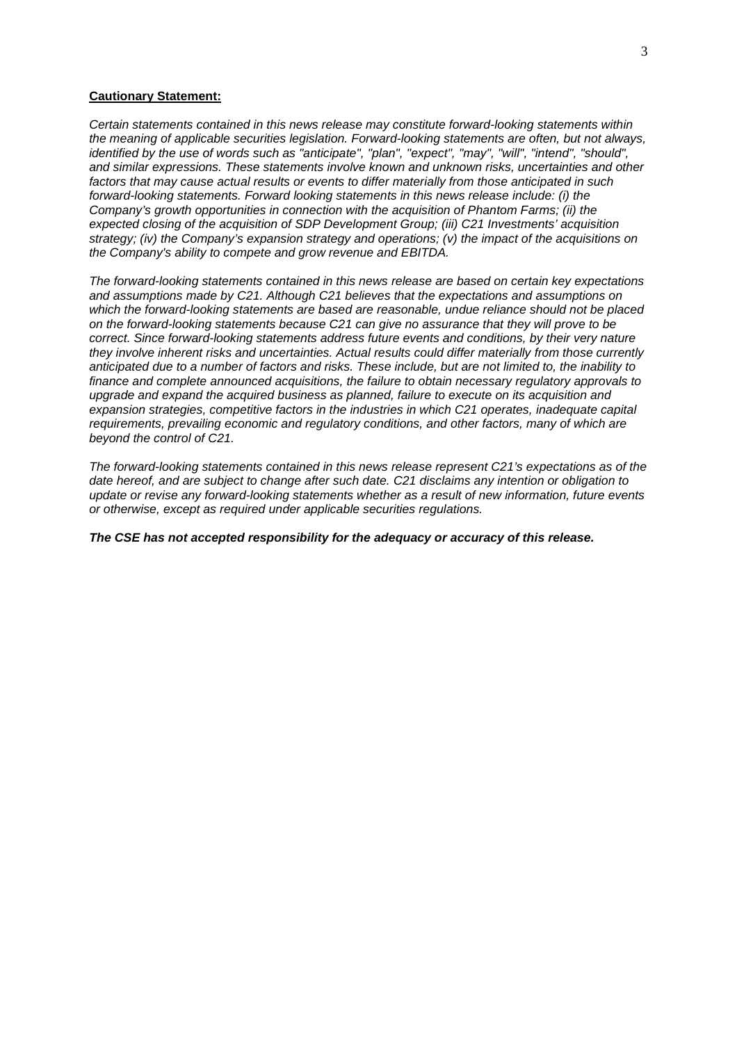**Cautionary Statement:**

*Certain statements contained in this news release may constitute forward-looking statements within the meaning of applicable securities legislation. Forward-looking statements are often, but not always, identified by the use of words such as "anticipate", "plan", "expect", "may", "will", "intend", "should", and similar expressions. These statements involve known and unknown risks, uncertainties and other factors that may cause actual results or events to differ materially from those anticipated in such forward-looking statements. Forward looking statements in this news release include: (i) the Company's growth opportunities in connection with the acquisition of Phantom Farms; (ii) the expected closing of the acquisition of SDP Development Group; (iii) C21 Investments' acquisition strategy; (iv) the Company's expansion strategy and operations; (v) the impact of the acquisitions on the Company's ability to compete and grow revenue and EBITDA.*

*The forward-looking statements contained in this news release are based on certain key expectations and assumptions made by C21. Although C21 believes that the expectations and assumptions on which the forward-looking statements are based are reasonable, undue reliance should not be placed on the forward-looking statements because C21 can give no assurance that they will prove to be correct. Since forward-looking statements address future events and conditions, by their very nature they involve inherent risks and uncertainties. Actual results could differ materially from those currently anticipated due to a number of factors and risks. These include, but are not limited to, the inability to finance and complete announced acquisitions, the failure to obtain necessary regulatory approvals to upgrade and expand the acquired business as planned, failure to execute on its acquisition and expansion strategies, competitive factors in the industries in which C21 operates, inadequate capital requirements, prevailing economic and regulatory conditions, and other factors, many of which are beyond the control of C21.*

*The forward-looking statements contained in this news release represent C21's expectations as of the date hereof, and are subject to change after such date. C21 disclaims any intention or obligation to update or revise any forward-looking statements whether as a result of new information, future events or otherwise, except as required under applicable securities regulations.*

***The CSE has not accepted responsibility for the adequacy or accuracy of this release.***